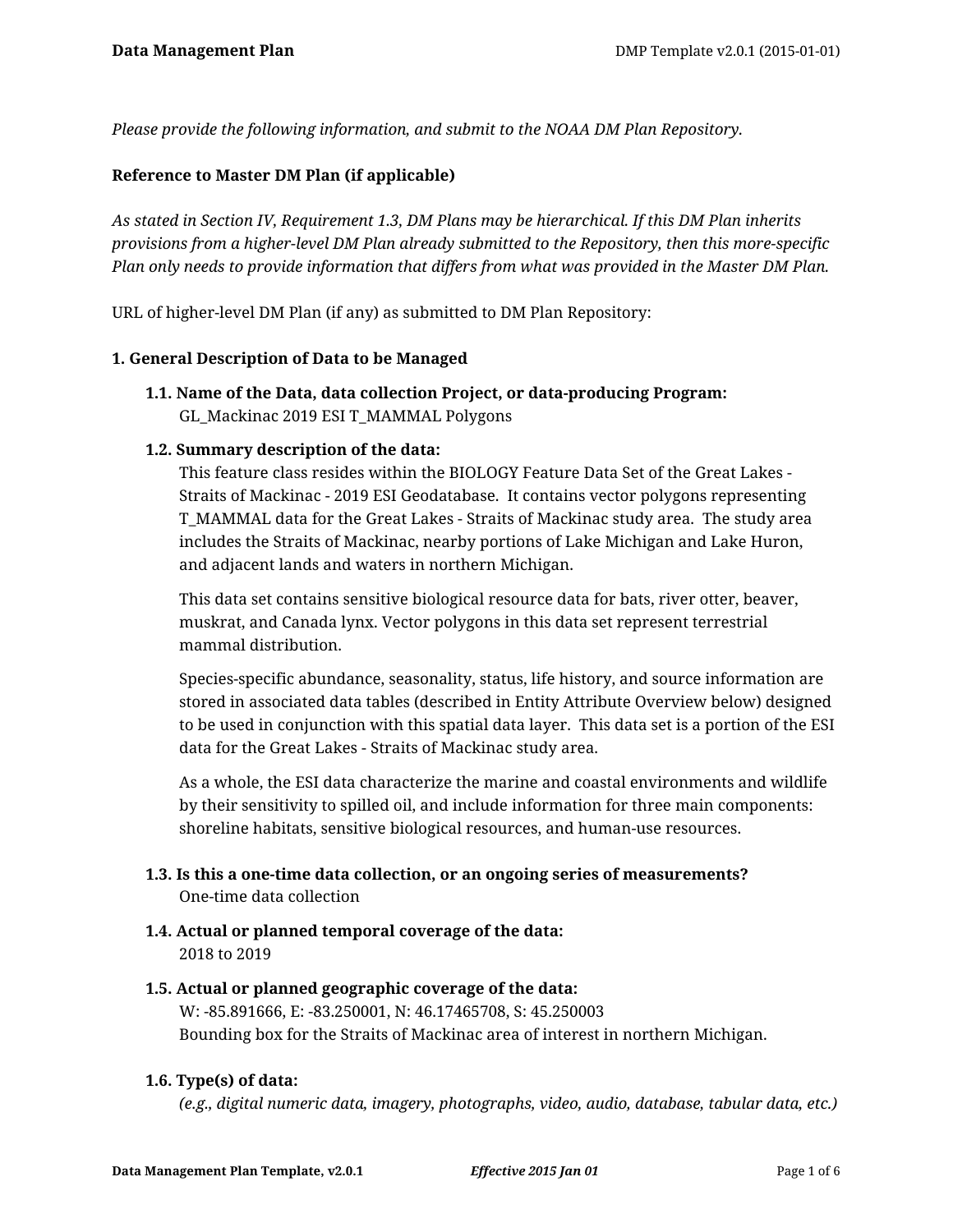*Please provide the following information, and submit to the NOAA DM Plan Repository.*

**Reference to Master DM Plan (if applicable)**

*As stated in Section IV, Requirement 1.3, DM Plans may be hierarchical. If this DM Plan inherits provisions from a higher-level DM Plan already submitted to the Repository, then this more-specific Plan only needs to provide information that differs from what was provided in the Master DM Plan.*

URL of higher-level DM Plan (if any) as submitted to DM Plan Repository:

## 1. General Description of Data to be Managed

### 1.1. Name of the Data, data collection Project, or data-producing Program:

GL_Mackinac 2019 ESI T_MAMMAL Polygons

### 1.2. Summary description of the data:

This feature class resides within the BIOLOGY Feature Data Set of the Great Lakes - Straits of Mackinac - 2019 ESI Geodatabase. It contains vector polygons representing T_MAMMAL data for the Great Lakes - Straits of Mackinac study area. The study area includes the Straits of Mackinac, nearby portions of Lake Michigan and Lake Huron, and adjacent lands and waters in northern Michigan.

This data set contains sensitive biological resource data for bats, river otter, beaver, muskrat, and Canada lynx. Vector polygons in this data set represent terrestrial mammal distribution.

Species-specific abundance, seasonality, status, life history, and source information are stored in associated data tables (described in Entity Attribute Overview below) designed to be used in conjunction with this spatial data layer. This data set is a portion of the ESI data for the Great Lakes - Straits of Mackinac study area.

As a whole, the ESI data characterize the marine and coastal environments and wildlife by their sensitivity to spilled oil, and include information for three main components: shoreline habitats, sensitive biological resources, and human-use resources.

### 1.3. Is this a one-time data collection, or an ongoing series of measurements?

One-time data collection

### 1.4. Actual or planned temporal coverage of the data:

2018 to 2019

### 1.5. Actual or planned geographic coverage of the data:

W: -85.891666, E: -83.250001, N: 46.17465708, S: 45.250003
Bounding box for the Straits of Mackinac area of interest in northern Michigan.

### 1.6. Type(s) of data:

*(e.g., digital numeric data, imagery, photographs, video, audio, database, tabular data, etc.)*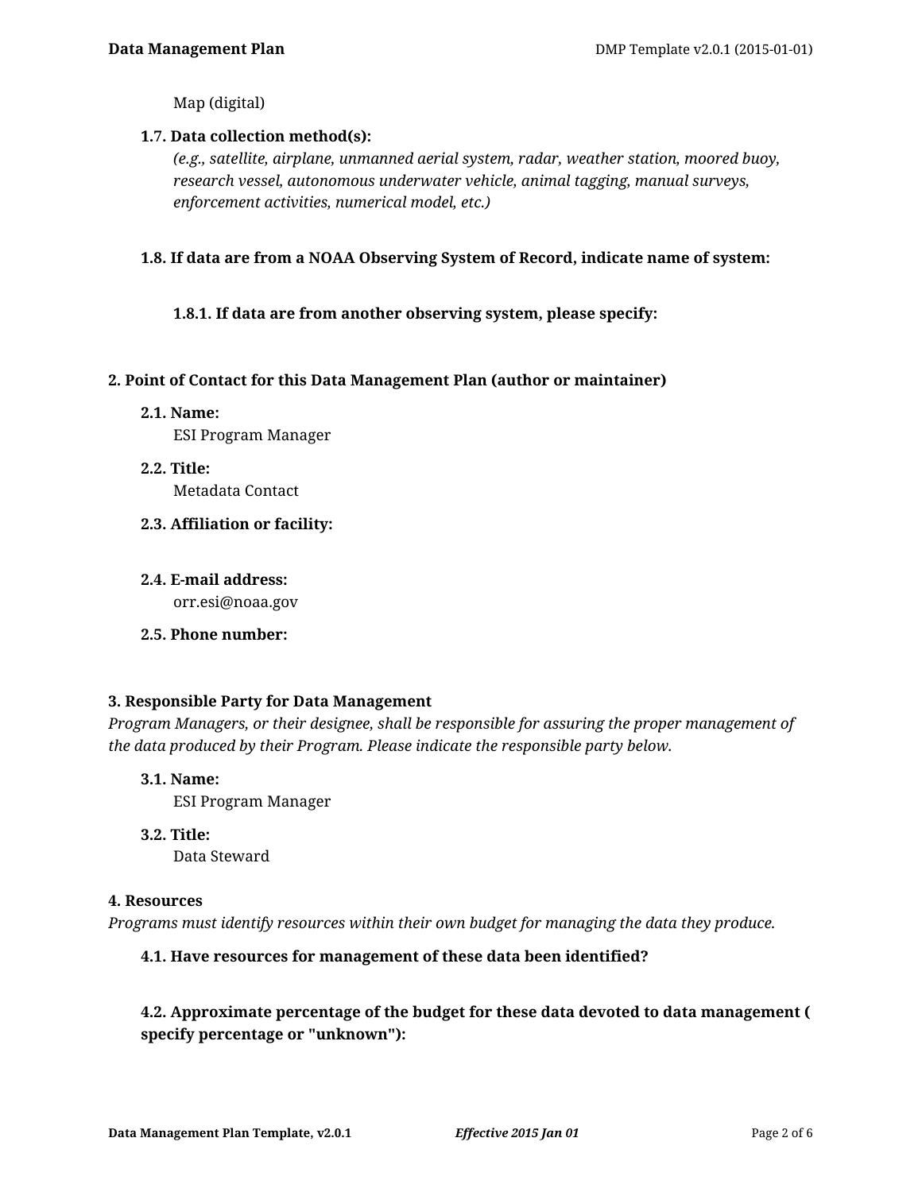Map (digital)

**1.7. Data collection method(s):**

*(e.g., satellite, airplane, unmanned aerial system, radar, weather station, moored buoy, research vessel, autonomous underwater vehicle, animal tagging, manual surveys, enforcement activities, numerical model, etc.)*

**1.8. If data are from a NOAA Observing System of Record, indicate name of system:**

**1.8.1. If data are from another observing system, please specify:**

## 2. Point of Contact for this Data Management Plan (author or maintainer)

**2.1. Name:**

ESI Program Manager

**2.2. Title:**

Metadata Contact

**2.3. Affiliation or facility:**

**2.4. E-mail address:**

orr.esi@noaa.gov

**2.5. Phone number:**

## 3. Responsible Party for Data Management

*Program Managers, or their designee, shall be responsible for assuring the proper management of the data produced by their Program. Please indicate the responsible party below.*

**3.1. Name:**

ESI Program Manager

**3.2. Title:**

Data Steward

## 4. Resources

*Programs must identify resources within their own budget for managing the data they produce.*

**4.1. Have resources for management of these data been identified?**

**4.2. Approximate percentage of the budget for these data devoted to data management ( specify percentage or "unknown"):**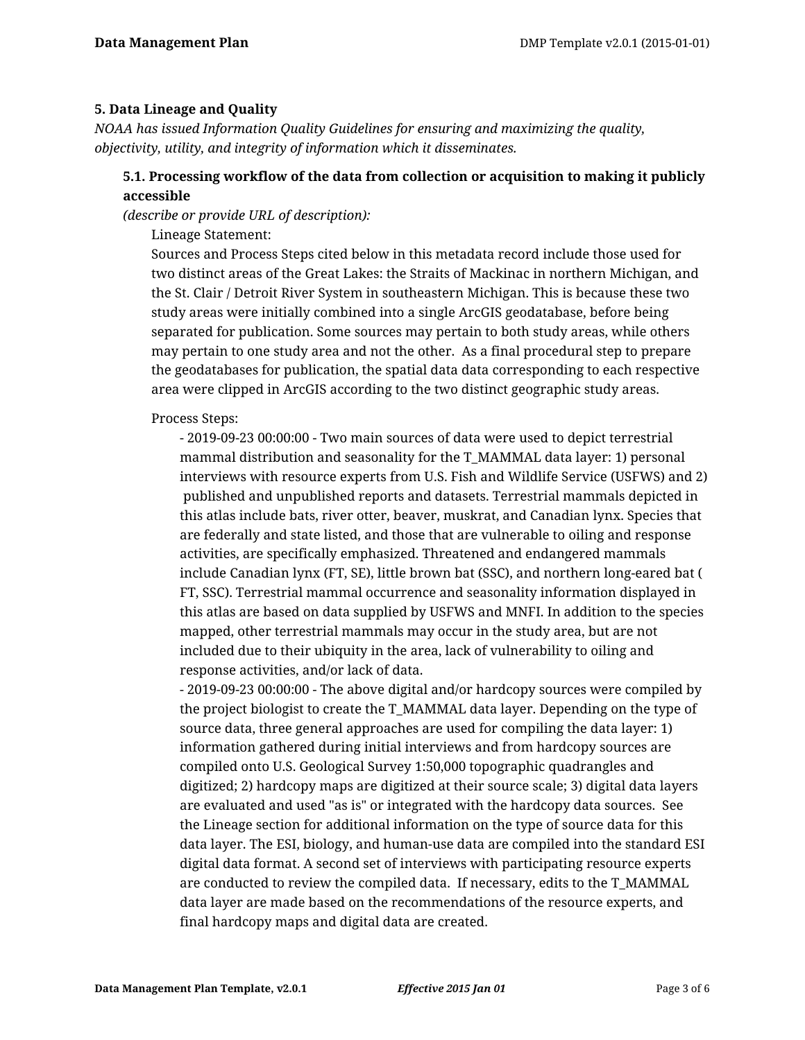### 5. Data Lineage and Quality

*NOAA has issued Information Quality Guidelines for ensuring and maximizing the quality, objectivity, utility, and integrity of information which it disseminates.*

#### 5.1. Processing workflow of the data from collection or acquisition to making it publicly accessible

*(describe or provide URL of description):*

Lineage Statement:
Sources and Process Steps cited below in this metadata record include those used for two distinct areas of the Great Lakes: the Straits of Mackinac in northern Michigan, and the St. Clair / Detroit River System in southeastern Michigan. This is because these two study areas were initially combined into a single ArcGIS geodatabase, before being separated for publication. Some sources may pertain to both study areas, while others may pertain to one study area and not the other. As a final procedural step to prepare the geodatabases for publication, the spatial data data corresponding to each respective area were clipped in ArcGIS according to the two distinct geographic study areas.

Process Steps:

- 2019-09-23 00:00:00 - Two main sources of data were used to depict terrestrial mammal distribution and seasonality for the T_MAMMAL data layer: 1) personal interviews with resource experts from U.S. Fish and Wildlife Service (USFWS) and 2) published and unpublished reports and datasets. Terrestrial mammals depicted in this atlas include bats, river otter, beaver, muskrat, and Canadian lynx. Species that are federally and state listed, and those that are vulnerable to oiling and response activities, are specifically emphasized. Threatened and endangered mammals include Canadian lynx (FT, SE), little brown bat (SSC), and northern long-eared bat (FT, SSC). Terrestrial mammal occurrence and seasonality information displayed in this atlas are based on data supplied by USFWS and MNFI. In addition to the species mapped, other terrestrial mammals may occur in the study area, but are not included due to their ubiquity in the area, lack of vulnerability to oiling and response activities, and/or lack of data.
- 2019-09-23 00:00:00 - The above digital and/or hardcopy sources were compiled by the project biologist to create the T_MAMMAL data layer. Depending on the type of source data, three general approaches are used for compiling the data layer: 1) information gathered during initial interviews and from hardcopy sources are compiled onto U.S. Geological Survey 1:50,000 topographic quadrangles and digitized; 2) hardcopy maps are digitized at their source scale; 3) digital data layers are evaluated and used "as is" or integrated with the hardcopy data sources. See the Lineage section for additional information on the type of source data for this data layer. The ESI, biology, and human-use data are compiled into the standard ESI digital data format. A second set of interviews with participating resource experts are conducted to review the compiled data. If necessary, edits to the T_MAMMAL data layer are made based on the recommendations of the resource experts, and final hardcopy maps and digital data are created.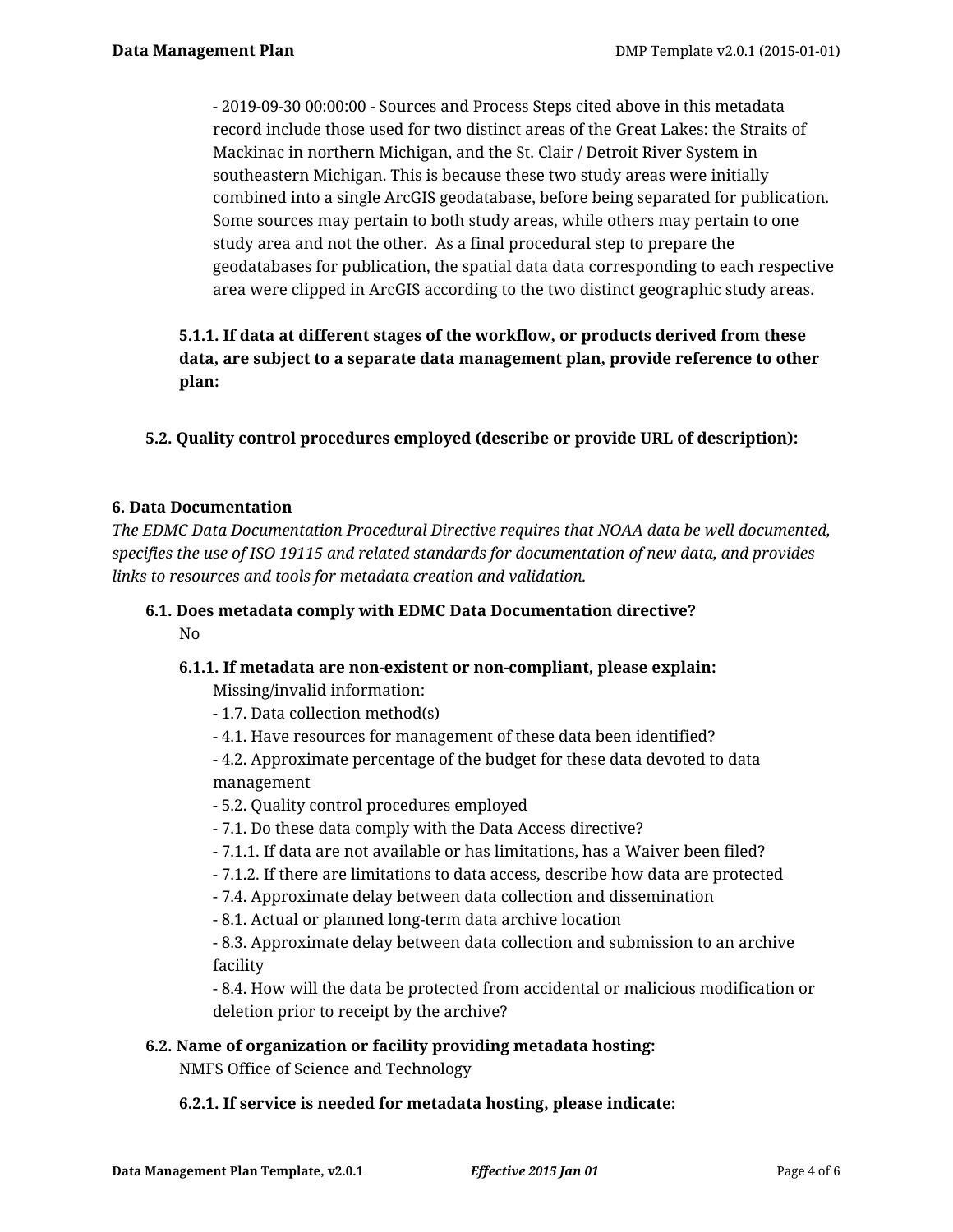- 2019-09-30 00:00:00 - Sources and Process Steps cited above in this metadata record include those used for two distinct areas of the Great Lakes: the Straits of Mackinac in northern Michigan, and the St. Clair / Detroit River System in southeastern Michigan. This is because these two study areas were initially combined into a single ArcGIS geodatabase, before being separated for publication. Some sources may pertain to both study areas, while others may pertain to one study area and not the other. As a final procedural step to prepare the geodatabases for publication, the spatial data data corresponding to each respective area were clipped in ArcGIS according to the two distinct geographic study areas.

**5.1.1. If data at different stages of the workflow, or products derived from these data, are subject to a separate data management plan, provide reference to other plan:**

**5.2. Quality control procedures employed (describe or provide URL of description):**

**6. Data Documentation**

*The EDMC Data Documentation Procedural Directive requires that NOAA data be well documented, specifies the use of ISO 19115 and related standards for documentation of new data, and provides links to resources and tools for metadata creation and validation.*

**6.1. Does metadata comply with EDMC Data Documentation directive?**

No

**6.1.1. If metadata are non-existent or non-compliant, please explain:**

Missing/invalid information:
- 1.7. Data collection method(s)
- 4.1. Have resources for management of these data been identified?
- 4.2. Approximate percentage of the budget for these data devoted to data management
- 5.2. Quality control procedures employed
- 7.1. Do these data comply with the Data Access directive?
- 7.1.1. If data are not available or has limitations, has a Waiver been filed?
- 7.1.2. If there are limitations to data access, describe how data are protected
- 7.4. Approximate delay between data collection and dissemination
- 8.1. Actual or planned long-term data archive location
- 8.3. Approximate delay between data collection and submission to an archive facility
- 8.4. How will the data be protected from accidental or malicious modification or deletion prior to receipt by the archive?

**6.2. Name of organization or facility providing metadata hosting:**

NMFS Office of Science and Technology

**6.2.1. If service is needed for metadata hosting, please indicate:**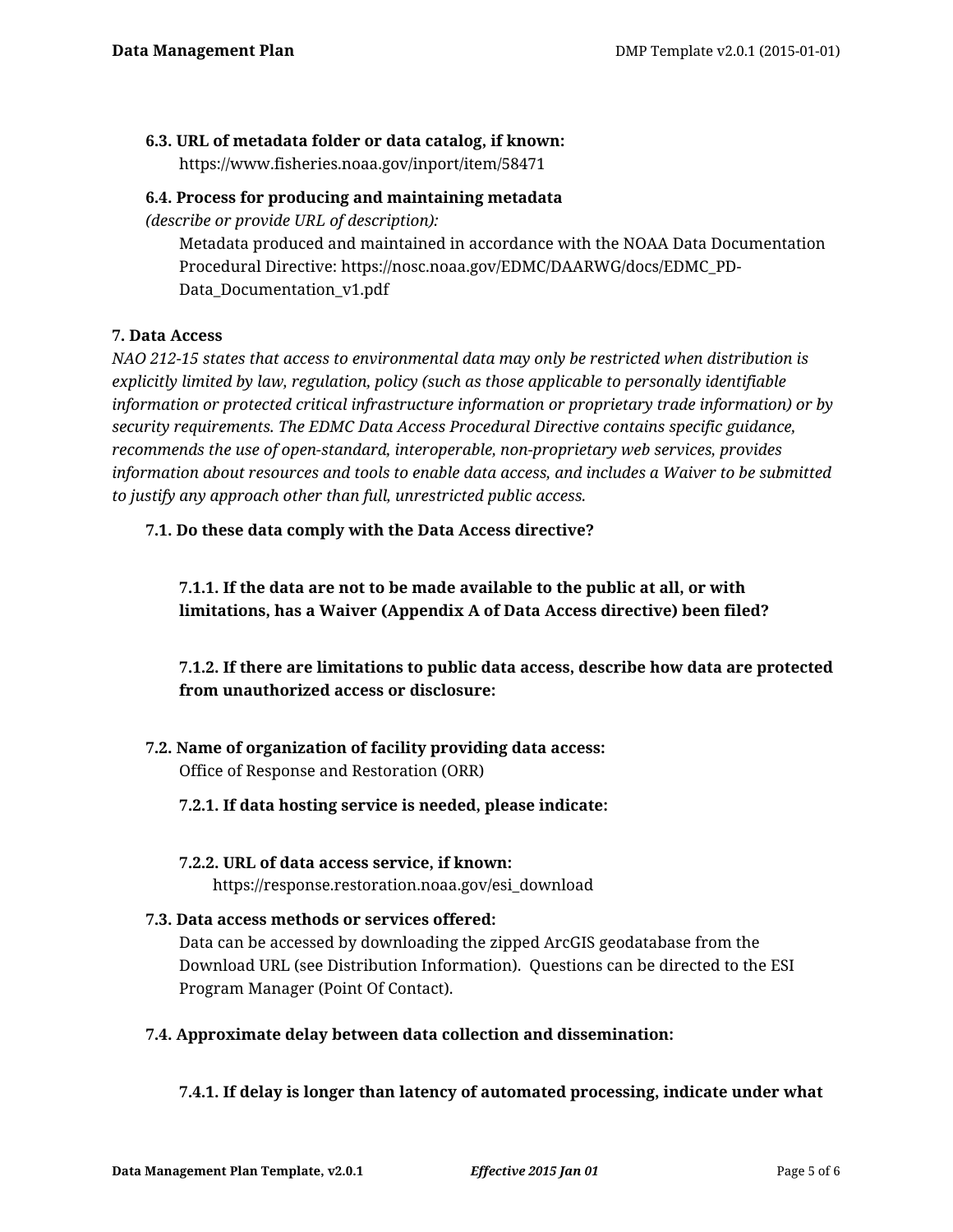**6.3. URL of metadata folder or data catalog, if known:**

https://www.fisheries.noaa.gov/inport/item/58471

**6.4. Process for producing and maintaining metadata**
*(describe or provide URL of description):*

Metadata produced and maintained in accordance with the NOAA Data Documentation Procedural Directive: https://nosc.noaa.gov/EDMC/DAARWG/docs/EDMC_PD-Data_Documentation_v1.pdf

**7. Data Access**

*NAO 212-15 states that access to environmental data may only be restricted when distribution is explicitly limited by law, regulation, policy (such as those applicable to personally identifiable information or protected critical infrastructure information or proprietary trade information) or by security requirements. The EDMC Data Access Procedural Directive contains specific guidance, recommends the use of open-standard, interoperable, non-proprietary web services, provides information about resources and tools to enable data access, and includes a Waiver to be submitted to justify any approach other than full, unrestricted public access.*

**7.1. Do these data comply with the Data Access directive?**

**7.1.1. If the data are not to be made available to the public at all, or with limitations, has a Waiver (Appendix A of Data Access directive) been filed?**

**7.1.2. If there are limitations to public data access, describe how data are protected from unauthorized access or disclosure:**

**7.2. Name of organization of facility providing data access:**

Office of Response and Restoration (ORR)

**7.2.1. If data hosting service is needed, please indicate:**

**7.2.2. URL of data access service, if known:**

https://response.restoration.noaa.gov/esi_download

**7.3. Data access methods or services offered:**

Data can be accessed by downloading the zipped ArcGIS geodatabase from the Download URL (see Distribution Information). Questions can be directed to the ESI Program Manager (Point Of Contact).

**7.4. Approximate delay between data collection and dissemination:**

**7.4.1. If delay is longer than latency of automated processing, indicate under what**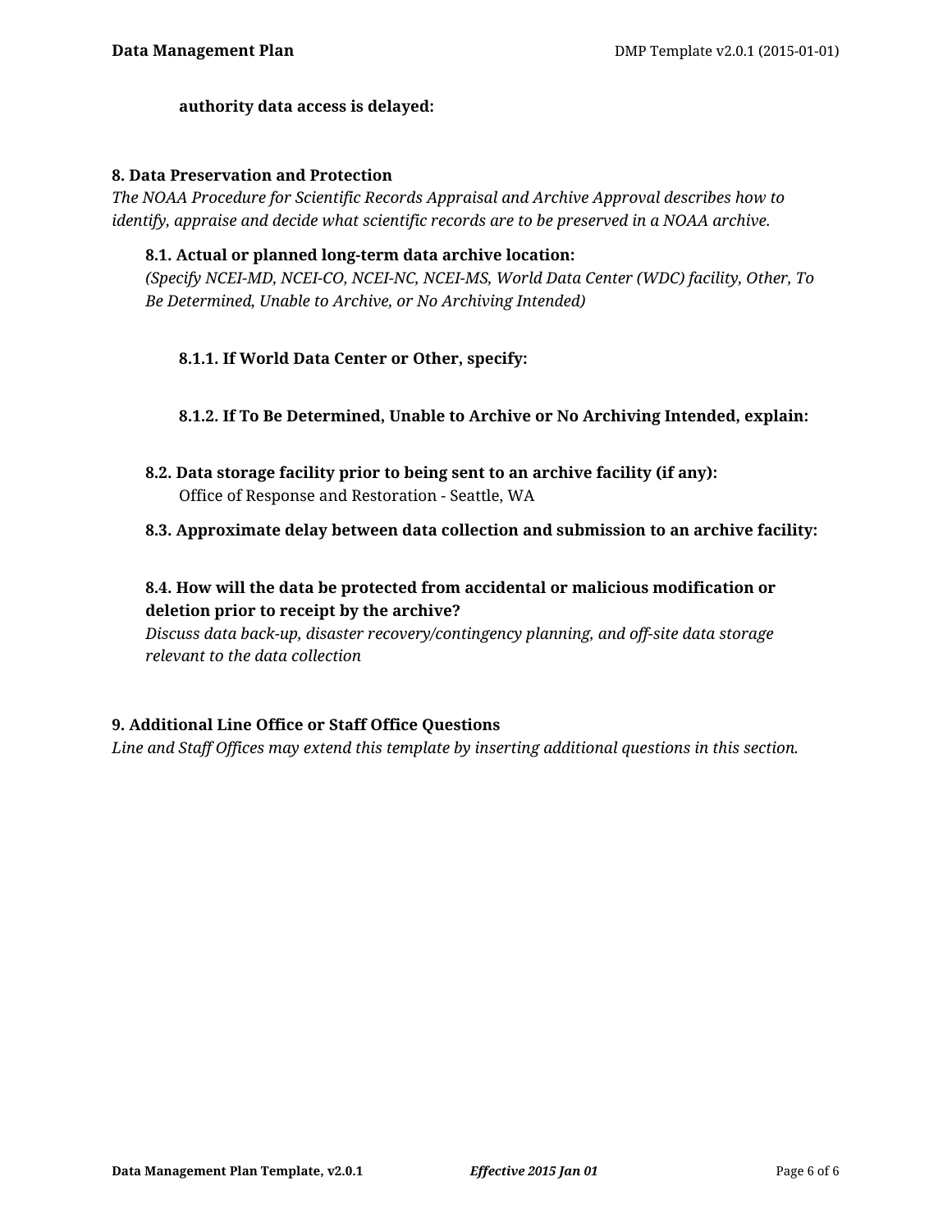**authority data access is delayed:**

## 8. Data Preservation and Protection

*The NOAA Procedure for Scientific Records Appraisal and Archive Approval describes how to identify, appraise and decide what scientific records are to be preserved in a NOAA archive.*

### 8.1. Actual or planned long-term data archive location:

*(Specify NCEI-MD, NCEI-CO, NCEI-NC, NCEI-MS, World Data Center (WDC) facility, Other, To Be Determined, Unable to Archive, or No Archiving Intended)*

#### 8.1.1. If World Data Center or Other, specify:

#### 8.1.2. If To Be Determined, Unable to Archive or No Archiving Intended, explain:

### 8.2. Data storage facility prior to being sent to an archive facility (if any):

Office of Response and Restoration - Seattle, WA

### 8.3. Approximate delay between data collection and submission to an archive facility:

### 8.4. How will the data be protected from accidental or malicious modification or deletion prior to receipt by the archive?

*Discuss data back-up, disaster recovery/contingency planning, and off-site data storage relevant to the data collection*

## 9. Additional Line Office or Staff Office Questions

*Line and Staff Offices may extend this template by inserting additional questions in this section.*